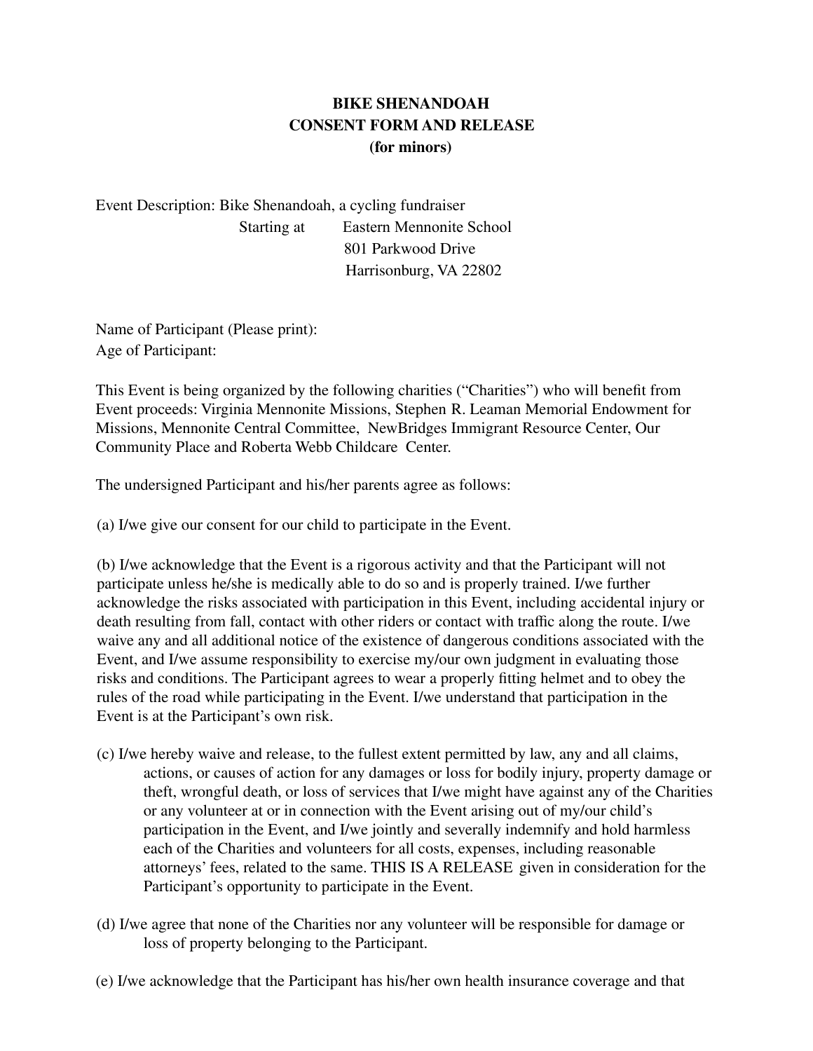# BIKE SHENANDOAH
## CONSENT FORM AND RELEASE
## (for minors)

Event Description: Bike Shenandoah, a cycling fundraiser

Starting at Eastern Mennonite School
801 Parkwood Drive
Harrisonburg, VA 22802

Name of Participant (Please print):

Age of Participant:

This Event is being organized by the following charities ("Charities") who will benefit from Event proceeds: Virginia Mennonite Missions, Stephen R. Leaman Memorial Endowment for Missions, Mennonite Central Committee, NewBridges Immigrant Resource Center, Our Community Place and Roberta Webb Childcare Center.

The undersigned Participant and his/her parents agree as follows:

(a) I/we give our consent for our child to participate in the Event.

(b) I/we acknowledge that the Event is a rigorous activity and that the Participant will not participate unless he/she is medically able to do so and is properly trained. I/we further acknowledge the risks associated with participation in this Event, including accidental injury or death resulting from fall, contact with other riders or contact with traffic along the route. I/we waive any and all additional notice of the existence of dangerous conditions associated with the Event, and I/we assume responsibility to exercise my/our own judgment in evaluating those risks and conditions. The Participant agrees to wear a properly fitting helmet and to obey the rules of the road while participating in the Event. I/we understand that participation in the Event is at the Participant's own risk.

(c) I/we hereby waive and release, to the fullest extent permitted by law, any and all claims, actions, or causes of action for any damages or loss for bodily injury, property damage or theft, wrongful death, or loss of services that I/we might have against any of the Charities or any volunteer at or in connection with the Event arising out of my/our child's participation in the Event, and I/we jointly and severally indemnify and hold harmless each of the Charities and volunteers for all costs, expenses, including reasonable attorneys' fees, related to the same. THIS IS A RELEASE given in consideration for the Participant's opportunity to participate in the Event.

(d) I/we agree that none of the Charities nor any volunteer will be responsible for damage or loss of property belonging to the Participant.

(e) I/we acknowledge that the Participant has his/her own health insurance coverage and that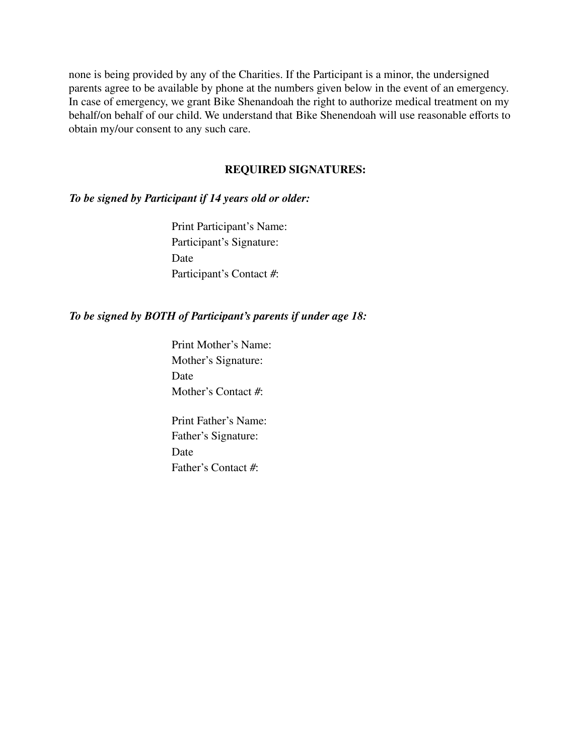none is being provided by any of the Charities. If the Participant is a minor, the undersigned parents agree to be available by phone at the numbers given below in the event of an emergency. In case of emergency, we grant Bike Shenandoah the right to authorize medical treatment on my behalf/on behalf of our child. We understand that Bike Shenendoah will use reasonable efforts to obtain my/our consent to any such care.

**REQUIRED SIGNATURES:**

***To be signed by Participant if 14 years old or older:***

Print Participant's Name:
Participant's Signature:
Date
Participant's Contact #:

***To be signed by BOTH of Participant's parents if under age 18:***

Print Mother's Name:
Mother's Signature:
Date
Mother's Contact #:

Print Father's Name:
Father's Signature:
Date
Father's Contact #: